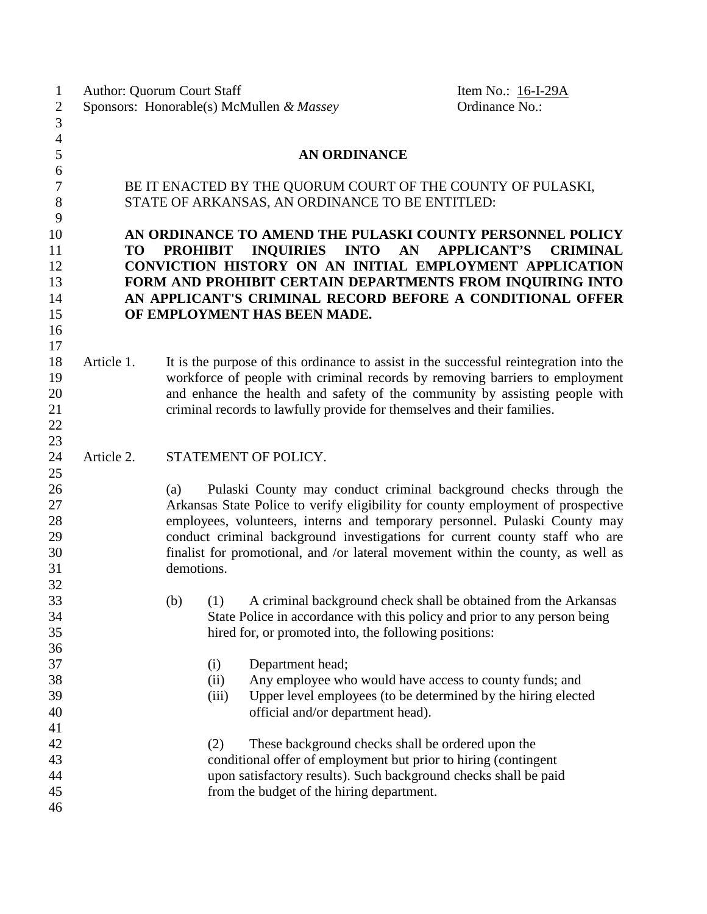Author: Quorum Court Staff  Item No.: 16-I-29A
Sponsors: Honorable(s) McMullen *& Massey*  Ordinance No.:

# AN ORDINANCE

BE IT ENACTED BY THE QUORUM COURT OF THE COUNTY OF PULASKI, STATE OF ARKANSAS, AN ORDINANCE TO BE ENTITLED:

**AN ORDINANCE TO AMEND THE PULASKI COUNTY PERSONNEL POLICY TO PROHIBIT INQUIRIES INTO AN APPLICANT'S CRIMINAL CONVICTION HISTORY ON AN INITIAL EMPLOYMENT APPLICATION FORM AND PROHIBIT CERTAIN DEPARTMENTS FROM INQUIRING INTO AN APPLICANT'S CRIMINAL RECORD BEFORE A CONDITIONAL OFFER OF EMPLOYMENT HAS BEEN MADE.**

Article 1. It is the purpose of this ordinance to assist in the successful reintegration into the workforce of people with criminal records by removing barriers to employment and enhance the health and safety of the community by assisting people with criminal records to lawfully provide for themselves and their families.

Article 2. STATEMENT OF POLICY.

(a) Pulaski County may conduct criminal background checks through the Arkansas State Police to verify eligibility for county employment of prospective employees, volunteers, interns and temporary personnel. Pulaski County may conduct criminal background investigations for current county staff who are finalist for promotional, and /or lateral movement within the county, as well as demotions.

(b) (1) A criminal background check shall be obtained from the Arkansas State Police in accordance with this policy and prior to any person being hired for, or promoted into, the following positions:

(i) Department head;
(ii) Any employee who would have access to county funds; and
(iii) Upper level employees (to be determined by the hiring elected official and/or department head).

(2) These background checks shall be ordered upon the conditional offer of employment but prior to hiring (contingent upon satisfactory results). Such background checks shall be paid from the budget of the hiring department.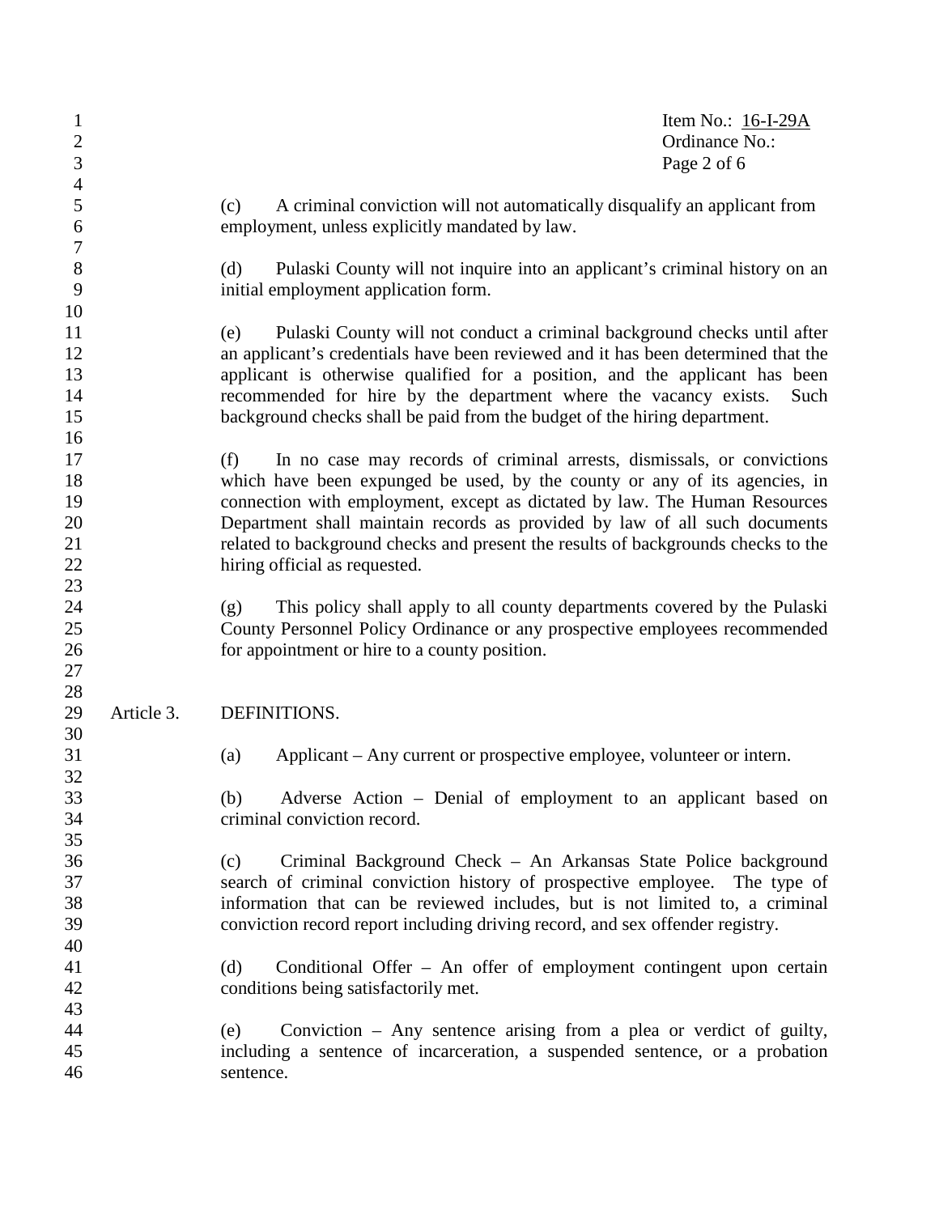(c) A criminal conviction will not automatically disqualify an applicant from employment, unless explicitly mandated by law.

(d) Pulaski County will not inquire into an applicant's criminal history on an initial employment application form.

(e) Pulaski County will not conduct a criminal background checks until after an applicant's credentials have been reviewed and it has been determined that the applicant is otherwise qualified for a position, and the applicant has been recommended for hire by the department where the vacancy exists. Such background checks shall be paid from the budget of the hiring department.

(f) In no case may records of criminal arrests, dismissals, or convictions which have been expunged be used, by the county or any of its agencies, in connection with employment, except as dictated by law. The Human Resources Department shall maintain records as provided by law of all such documents related to background checks and present the results of backgrounds checks to the hiring official as requested.

(g) This policy shall apply to all county departments covered by the Pulaski County Personnel Policy Ordinance or any prospective employees recommended for appointment or hire to a county position.

## Article 3. DEFINITIONS.

(a) Applicant – Any current or prospective employee, volunteer or intern.

(b) Adverse Action – Denial of employment to an applicant based on criminal conviction record.

(c) Criminal Background Check – An Arkansas State Police background search of criminal conviction history of prospective employee. The type of information that can be reviewed includes, but is not limited to, a criminal conviction record report including driving record, and sex offender registry.

(d) Conditional Offer – An offer of employment contingent upon certain conditions being satisfactorily met.

(e) Conviction – Any sentence arising from a plea or verdict of guilty, including a sentence of incarceration, a suspended sentence, or a probation sentence.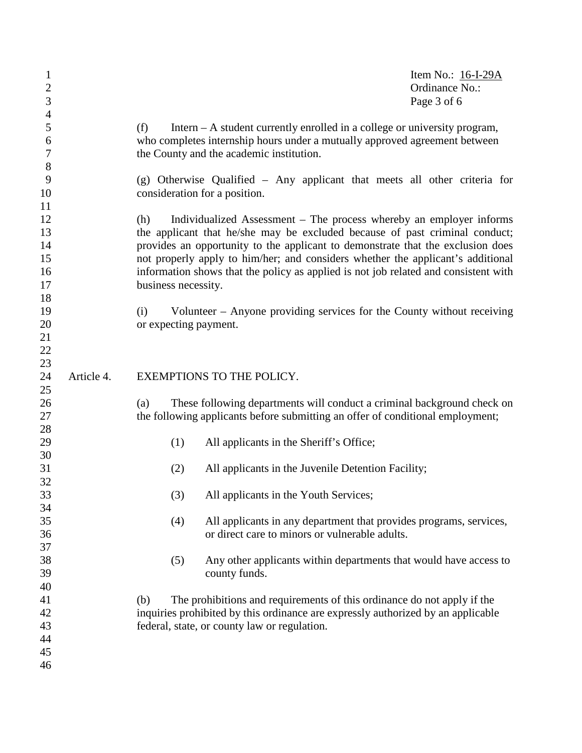(f) Intern – A student currently enrolled in a college or university program, who completes internship hours under a mutually approved agreement between the County and the academic institution.

(g) Otherwise Qualified – Any applicant that meets all other criteria for consideration for a position.

(h) Individualized Assessment – The process whereby an employer informs the applicant that he/she may be excluded because of past criminal conduct; provides an opportunity to the applicant to demonstrate that the exclusion does not properly apply to him/her; and considers whether the applicant's additional information shows that the policy as applied is not job related and consistent with business necessity.

(i) Volunteer – Anyone providing services for the County without receiving or expecting payment.

Article 4. EXEMPTIONS TO THE POLICY.

(a) These following departments will conduct a criminal background check on the following applicants before submitting an offer of conditional employment;

(1) All applicants in the Sheriff's Office;

(2) All applicants in the Juvenile Detention Facility;

(3) All applicants in the Youth Services;

(4) All applicants in any department that provides programs, services, or direct care to minors or vulnerable adults.

(5) Any other applicants within departments that would have access to county funds.

(b) The prohibitions and requirements of this ordinance do not apply if the inquiries prohibited by this ordinance are expressly authorized by an applicable federal, state, or county law or regulation.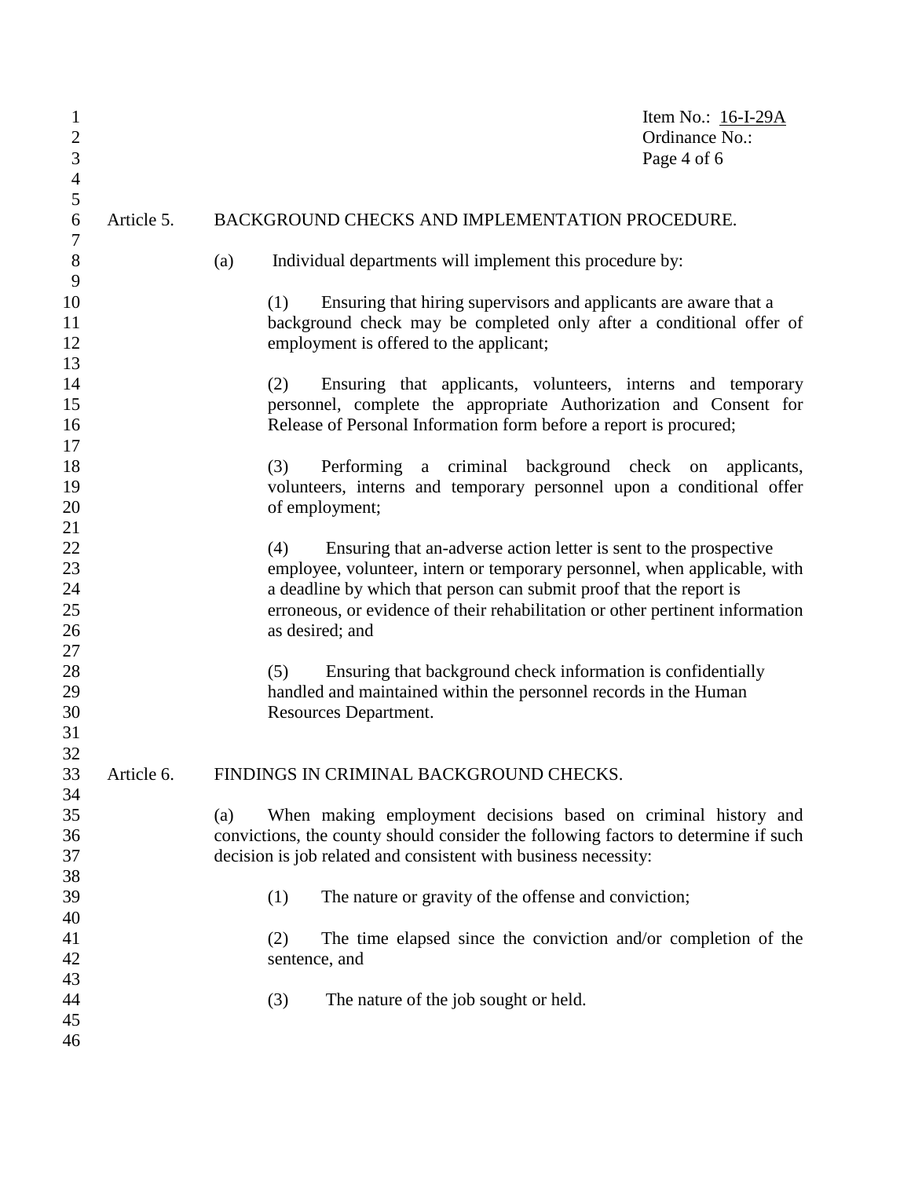Article 5. BACKGROUND CHECKS AND IMPLEMENTATION PROCEDURE.

(a) Individual departments will implement this procedure by:

(1) Ensuring that hiring supervisors and applicants are aware that a background check may be completed only after a conditional offer of employment is offered to the applicant;

(2) Ensuring that applicants, volunteers, interns and temporary personnel, complete the appropriate Authorization and Consent for Release of Personal Information form before a report is procured;

(3) Performing a criminal background check on applicants, volunteers, interns and temporary personnel upon a conditional offer of employment;

(4) Ensuring that an-adverse action letter is sent to the prospective employee, volunteer, intern or temporary personnel, when applicable, with a deadline by which that person can submit proof that the report is erroneous, or evidence of their rehabilitation or other pertinent information as desired; and

(5) Ensuring that background check information is confidentially handled and maintained within the personnel records in the Human Resources Department.

Article 6. FINDINGS IN CRIMINAL BACKGROUND CHECKS.

(a) When making employment decisions based on criminal history and convictions, the county should consider the following factors to determine if such decision is job related and consistent with business necessity:

(1) The nature or gravity of the offense and conviction;

(2) The time elapsed since the conviction and/or completion of the sentence, and

(3) The nature of the job sought or held.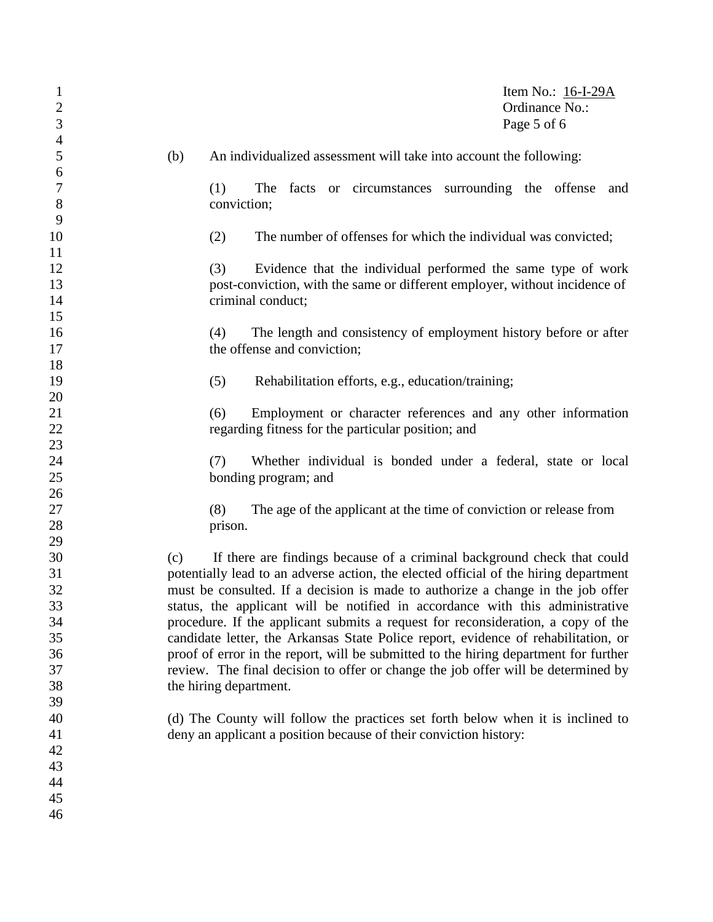(b) An individualized assessment will take into account the following:

(1) The facts or circumstances surrounding the offense and conviction;

(2) The number of offenses for which the individual was convicted;

(3) Evidence that the individual performed the same type of work post-conviction, with the same or different employer, without incidence of criminal conduct;

(4) The length and consistency of employment history before or after the offense and conviction;

(5) Rehabilitation efforts, e.g., education/training;

(6) Employment or character references and any other information regarding fitness for the particular position; and

(7) Whether individual is bonded under a federal, state or local bonding program; and

(8) The age of the applicant at the time of conviction or release from prison.

(c) If there are findings because of a criminal background check that could potentially lead to an adverse action, the elected official of the hiring department must be consulted. If a decision is made to authorize a change in the job offer status, the applicant will be notified in accordance with this administrative procedure. If the applicant submits a request for reconsideration, a copy of the candidate letter, the Arkansas State Police report, evidence of rehabilitation, or proof of error in the report, will be submitted to the hiring department for further review. The final decision to offer or change the job offer will be determined by the hiring department.

(d) The County will follow the practices set forth below when it is inclined to deny an applicant a position because of their conviction history: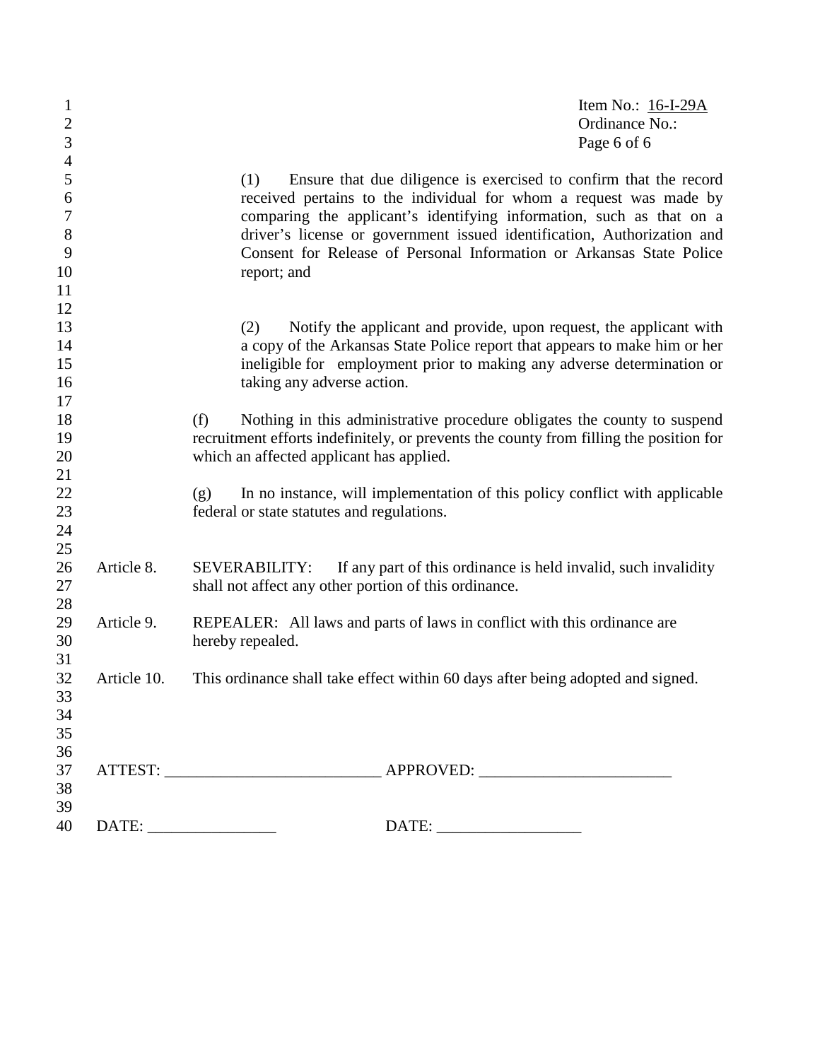Item No.: 16-I-29A
Ordinance No.:

(1) Ensure that due diligence is exercised to confirm that the record received pertains to the individual for whom a request was made by comparing the applicant's identifying information, such as that on a driver's license or government issued identification, Authorization and Consent for Release of Personal Information or Arkansas State Police report; and

(2) Notify the applicant and provide, upon request, the applicant with a copy of the Arkansas State Police report that appears to make him or her ineligible for employment prior to making any adverse determination or taking any adverse action.

(f) Nothing in this administrative procedure obligates the county to suspend recruitment efforts indefinitely, or prevents the county from filling the position for which an affected applicant has applied.

(g) In no instance, will implementation of this policy conflict with applicable federal or state statutes and regulations.

Article 8. SEVERABILITY: If any part of this ordinance is held invalid, such invalidity shall not affect any other portion of this ordinance.

Article 9. REPEALER: All laws and parts of laws in conflict with this ordinance are hereby repealed.

Article 10. This ordinance shall take effect within 60 days after being adopted and signed.

ATTEST: __________________________ APPROVED: ________________________

DATE: ________________ DATE: __________________